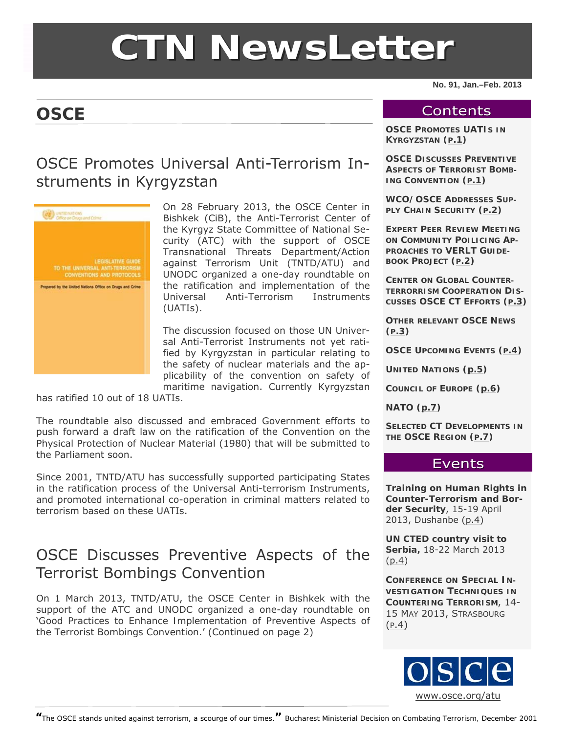# CTN NewsLetter

No. 91, Jan.–Feb. 2013

## OSCE

### OSCE Promotes Universal Anti-Terrorism Instruments in Kyrgyzstan

On 28 February 2013, the OSCE Center in Bishkek (CiB), the Anti-Terrorist Center of the Kyrgyz State Committee of National Security (ATC) with the support of OSCE Transnational Threats Department/Action against Terrorism Unit (TNTD/ATU) and UNODC organized a one-day roundtable on the ratification and implementation of the Universal Anti-Terrorism Instruments (UATIs).

The discussion focused on those UN Universal Anti-Terrorist Instruments not yet ratified by Kyrgyzstan in particular relating to the safety of nuclear materials and the applicability of the convention on safety of maritime navigation. Currently Kyrgyzstan has ratified 10 out of 18 UATIs.

The roundtable also discussed and embraced Government efforts to push forward a draft law on the ratification of the Convention on the Physical Protection of Nuclear Material (1980) that will be submitted to the Parliament soon.

Since 2001, TNTD/ATU has successfully supported participating States in the ratification process of the Universal Anti-terrorism Instruments, and promoted international co-operation in criminal matters related to terrorism based on these UATIs.

### OSCE Discusses Preventive Aspects of the Terrorist Bombings Convention

On 1 March 2013, TNTD/ATU, the OSCE Center in Bishkek with the support of the ATC and UNODC organized a one-day roundtable on 'Good Practices to Enhance Implementation of Preventive Aspects of the Terrorist Bombings Convention.' (Continued on page 2)

## Contents

- **OSCE Promotes UATIs in Kyrgyzstan (p.1)**
- **OSCE Discusses Preventive Aspects of Terrorist Bombing Convention (p.1)**
- **WCO/OSCE Addresses Supply Chain Security (p.2)**
- **Expert Peer Review Meeting on Community Poilicing Approaches to VERLT Guidebook Project (p.2)**
- **Center on Global Counterterrorism Cooperation Discusses OSCE CT Efforts (p.3)**
- **Other relevant OSCE News (p.3)**
- **OSCE Upcoming Events (p.4)**
- **United Nations (p.5)**
- **Council of Europe (p.6)**
- **NATO (p.7)**
- **Selected CT Developments in the OSCE Region (p.7)**

## Events

**Training on Human Rights in Counter-Terrorism and Border Security**, 15-19 April 2013, Dushanbe (p.4)

**UN CTED country visit to Serbia,** 18-22 March 2013 (p.4)

**Conference on Special Investigation Techniques in Countering Terrorism**, 14-15 May 2013, Strasbourg (p.4)

www.osce.org/atu

*"The OSCE stands united against terrorism, a scourge of our times."* Bucharest Ministerial Decision on Combating Terrorism, December 2001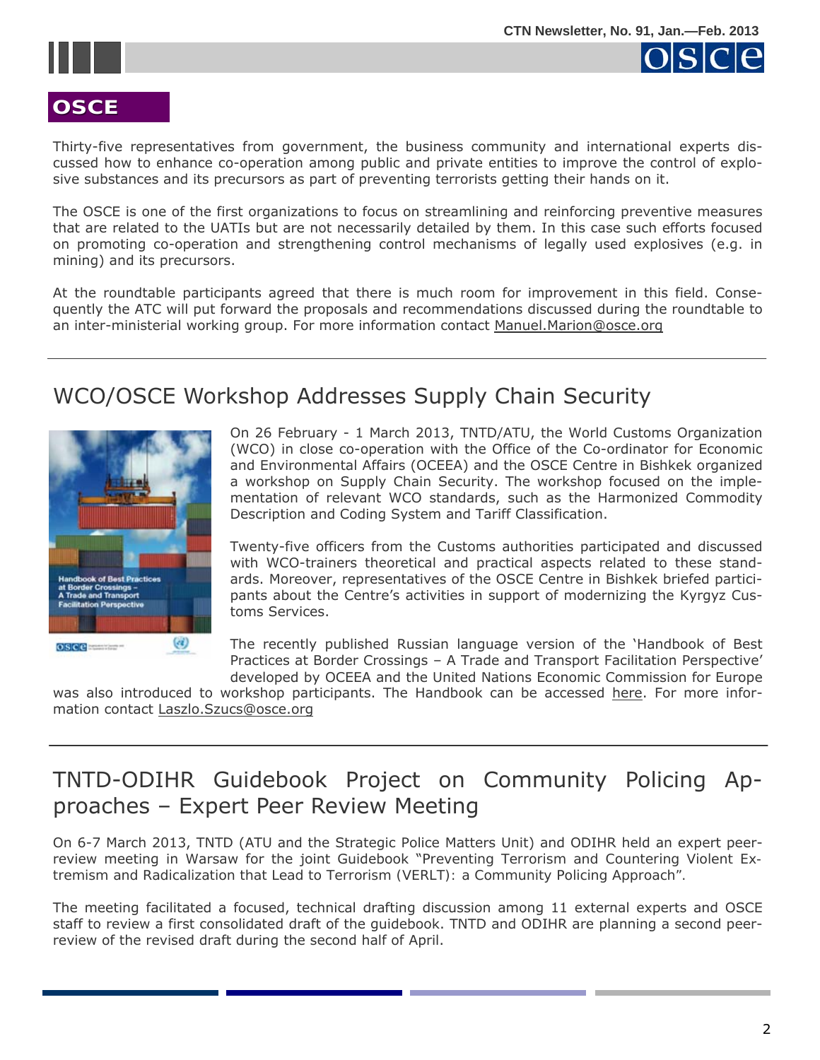## OSCE

Thirty-five representatives from government, the business community and international experts discussed how to enhance co-operation among public and private entities to improve the control of explosive substances and its precursors as part of preventing terrorists getting their hands on it.

The OSCE is one of the first organizations to focus on streamlining and reinforcing preventive measures that are related to the UATIs but are not necessarily detailed by them. In this case such efforts focused on promoting co-operation and strengthening control mechanisms of legally used explosives (e.g. in mining) and its precursors.

At the roundtable participants agreed that there is much room for improvement in this field. Consequently the ATC will put forward the proposals and recommendations discussed during the roundtable to an inter-ministerial working group. For more information contact Manuel.Marion@osce.org

---

# WCO/OSCE Workshop Addresses Supply Chain Security

On 26 February - 1 March 2013, TNTD/ATU, the World Customs Organization (WCO) in close co-operation with the Office of the Co-ordinator for Economic and Environmental Affairs (OCEEA) and the OSCE Centre in Bishkek organized a workshop on Supply Chain Security. The workshop focused on the implementation of relevant WCO standards, such as the Harmonized Commodity Description and Coding System and Tariff Classification.

Twenty-five officers from the Customs authorities participated and discussed with WCO-trainers theoretical and practical aspects related to these standards. Moreover, representatives of the OSCE Centre in Bishkek briefed participants about the Centre's activities in support of modernizing the Kyrgyz Customs Services.

The recently published Russian language version of the 'Handbook of Best Practices at Border Crossings – A Trade and Transport Facilitation Perspective' developed by OCEEA and the United Nations Economic Commission for Europe was also introduced to workshop participants. The Handbook can be accessed here. For more information contact Laszlo.Szucs@osce.org

---

# TNTD-ODIHR Guidebook Project on Community Policing Approaches – Expert Peer Review Meeting

On 6-7 March 2013, TNTD (ATU and the Strategic Police Matters Unit) and ODIHR held an expert peer-review meeting in Warsaw for the joint Guidebook "Preventing Terrorism and Countering Violent Extremism and Radicalization that Lead to Terrorism (VERLT): a Community Policing Approach".

The meeting facilitated a focused, technical drafting discussion among 11 external experts and OSCE staff to review a first consolidated draft of the guidebook. TNTD and ODIHR are planning a second peer-review of the revised draft during the second half of April.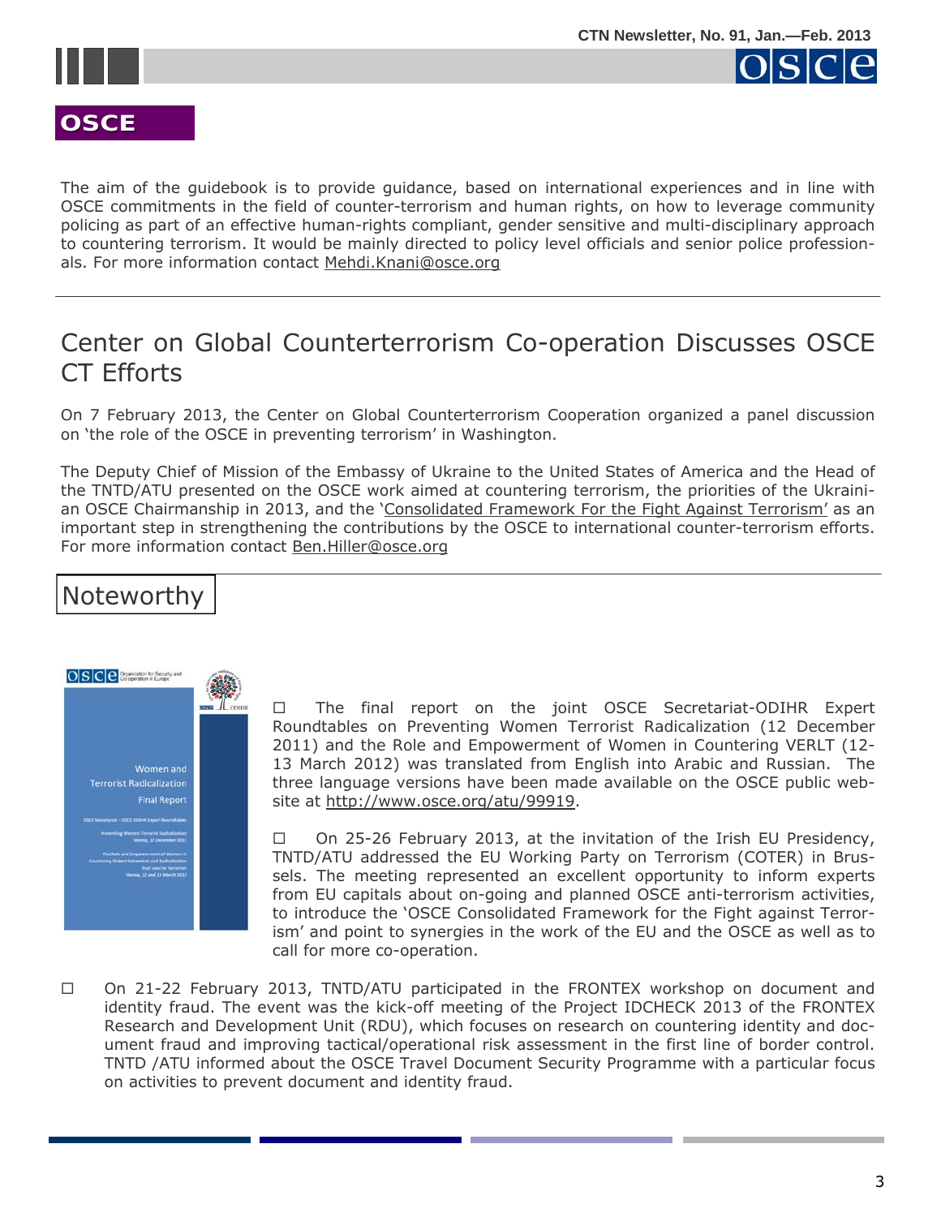## OSCE

The aim of the guidebook is to provide guidance, based on international experiences and in line with OSCE commitments in the field of counter-terrorism and human rights, on how to leverage community policing as part of an effective human-rights compliant, gender sensitive and multi-disciplinary approach to countering terrorism. It would be mainly directed to policy level officials and senior police professionals. For more information contact Mehdi.Knani@osce.org

---

## Center on Global Counterterrorism Co-operation Discusses OSCE CT Efforts

On 7 February 2013, the Center on Global Counterterrorism Cooperation organized a panel discussion on 'the role of the OSCE in preventing terrorism' in Washington.

The Deputy Chief of Mission of the Embassy of Ukraine to the United States of America and the Head of the TNTD/ATU presented on the OSCE work aimed at countering terrorism, the priorities of the Ukrainian OSCE Chairmanship in 2013, and the 'Consolidated Framework For the Fight Against Terrorism' as an important step in strengthening the contributions by the OSCE to international counter-terrorism efforts. For more information contact Ben.Hiller@osce.org

---

## Noteworthy

- The final report on the joint OSCE Secretariat-ODIHR Expert Roundtables on Preventing Women Terrorist Radicalization (12 December 2011) and the Role and Empowerment of Women in Countering VERLT (12-13 March 2012) was translated from English into Arabic and Russian. The three language versions have been made available on the OSCE public website at http://www.osce.org/atu/99919.

- On 25-26 February 2013, at the invitation of the Irish EU Presidency, TNTD/ATU addressed the EU Working Party on Terrorism (COTER) in Brussels. The meeting represented an excellent opportunity to inform experts from EU capitals about on-going and planned OSCE anti-terrorism activities, to introduce the 'OSCE Consolidated Framework for the Fight against Terrorism' and point to synergies in the work of the EU and the OSCE as well as to call for more co-operation.

- On 21-22 February 2013, TNTD/ATU participated in the FRONTEX workshop on document and identity fraud. The event was the kick-off meeting of the Project IDCHECK 2013 of the FRONTEX Research and Development Unit (RDU), which focuses on research on countering identity and document fraud and improving tactical/operational risk assessment in the first line of border control. TNTD /ATU informed about the OSCE Travel Document Security Programme with a particular focus on activities to prevent document and identity fraud.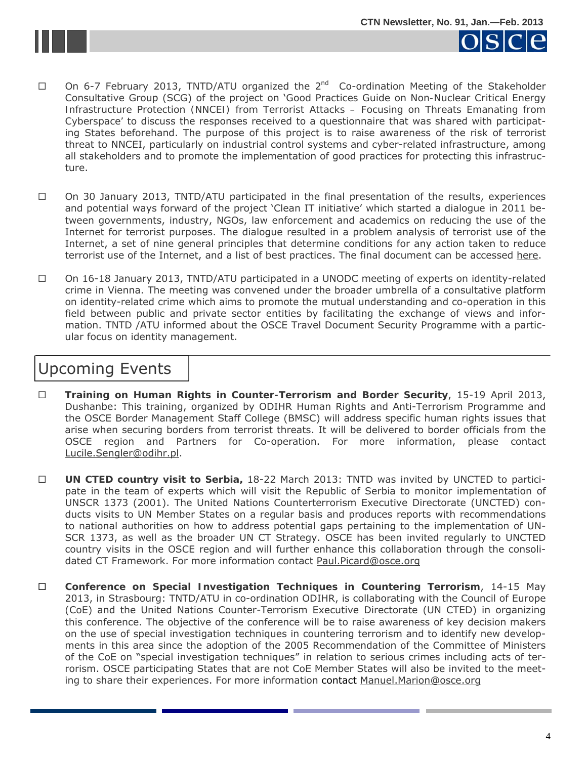- On 6-7 February 2013, TNTD/ATU organized the 2nd Co-ordination Meeting of the Stakeholder Consultative Group (SCG) of the project on 'Good Practices Guide on Non-Nuclear Critical Energy Infrastructure Protection (NNCEI) from Terrorist Attacks – Focusing on Threats Emanating from Cyberspace' to discuss the responses received to a questionnaire that was shared with participating States beforehand. The purpose of this project is to raise awareness of the risk of terrorist threat to NNCEI, particularly on industrial control systems and cyber-related infrastructure, among all stakeholders and to promote the implementation of good practices for protecting this infrastructure.

- On 30 January 2013, TNTD/ATU participated in the final presentation of the results, experiences and potential ways forward of the project 'Clean IT initiative' which started a dialogue in 2011 between governments, industry, NGOs, law enforcement and academics on reducing the use of the Internet for terrorist purposes. The dialogue resulted in a problem analysis of terrorist use of the Internet, a set of nine general principles that determine conditions for any action taken to reduce terrorist use of the Internet, and a list of best practices. The final document can be accessed here.

- On 16-18 January 2013, TNTD/ATU participated in a UNODC meeting of experts on identity-related crime in Vienna. The meeting was convened under the broader umbrella of a consultative platform on identity-related crime which aims to promote the mutual understanding and co-operation in this field between public and private sector entities by facilitating the exchange of views and information. TNTD /ATU informed about the OSCE Travel Document Security Programme with a particular focus on identity management.

## Upcoming Events

- **Training on Human Rights in Counter-Terrorism and Border Security**, 15-19 April 2013, Dushanbe: This training, organized by ODIHR Human Rights and Anti-Terrorism Programme and the OSCE Border Management Staff College (BMSC) will address specific human rights issues that arise when securing borders from terrorist threats. It will be delivered to border officials from the OSCE region and Partners for Co-operation. For more information, please contact Lucile.Sengler@odihr.pl.

- **UN CTED country visit to Serbia,** 18-22 March 2013: TNTD was invited by UNCTED to participate in the team of experts which will visit the Republic of Serbia to monitor implementation of UNSCR 1373 (2001). The United Nations Counterterrorism Executive Directorate (UNCTED) conducts visits to UN Member States on a regular basis and produces reports with recommendations to national authorities on how to address potential gaps pertaining to the implementation of UNSCR 1373, as well as the broader UN CT Strategy. OSCE has been invited regularly to UNCTED country visits in the OSCE region and will further enhance this collaboration through the consolidated CT Framework. For more information contact Paul.Picard@osce.org

- **Conference on Special Investigation Techniques in Countering Terrorism**, 14-15 May 2013, in Strasbourg: TNTD/ATU in co-ordination ODIHR, is collaborating with the Council of Europe (CoE) and the United Nations Counter-Terrorism Executive Directorate (UN CTED) in organizing this conference. The objective of the conference will be to raise awareness of key decision makers on the use of special investigation techniques in countering terrorism and to identify new developments in this area since the adoption of the 2005 Recommendation of the Committee of Ministers of the CoE on "special investigation techniques" in relation to serious crimes including acts of terrorism. OSCE participating States that are not CoE Member States will also be invited to the meeting to share their experiences. For more information contact Manuel.Marion@osce.org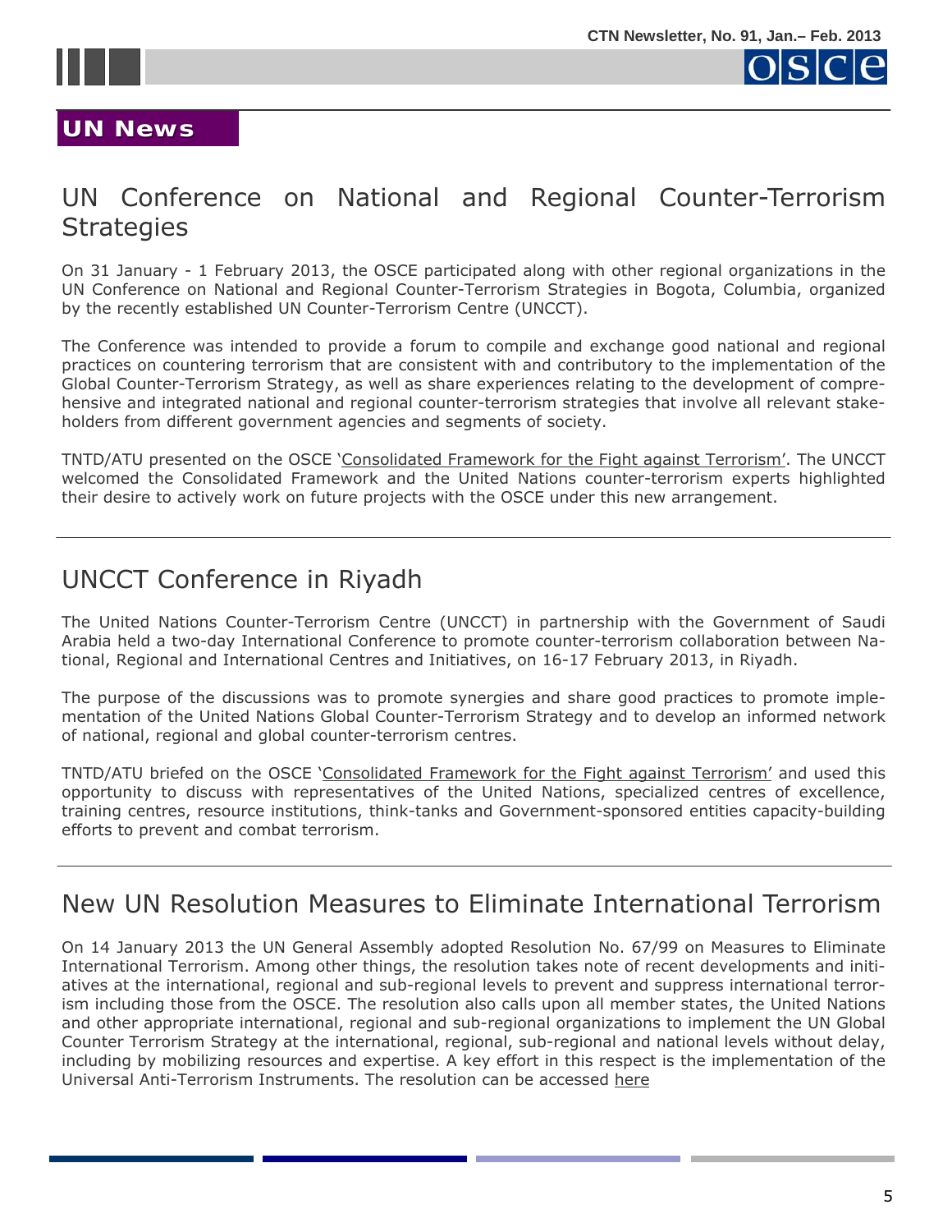## UN News

# UN Conference on National and Regional Counter-Terrorism Strategies

On 31 January - 1 February 2013, the OSCE participated along with other regional organizations in the UN Conference on National and Regional Counter-Terrorism Strategies in Bogota, Columbia, organized by the recently established UN Counter-Terrorism Centre (UNCCT).

The Conference was intended to provide a forum to compile and exchange good national and regional practices on countering terrorism that are consistent with and contributory to the implementation of the Global Counter-Terrorism Strategy, as well as share experiences relating to the development of comprehensive and integrated national and regional counter-terrorism strategies that involve all relevant stakeholders from different government agencies and segments of society.

TNTD/ATU presented on the OSCE 'Consolidated Framework for the Fight against Terrorism'. The UNCCT welcomed the Consolidated Framework and the United Nations counter-terrorism experts highlighted their desire to actively work on future projects with the OSCE under this new arrangement.

# UNCCT Conference in Riyadh

The United Nations Counter-Terrorism Centre (UNCCT) in partnership with the Government of Saudi Arabia held a two-day International Conference to promote counter-terrorism collaboration between National, Regional and International Centres and Initiatives, on 16-17 February 2013, in Riyadh.

The purpose of the discussions was to promote synergies and share good practices to promote implementation of the United Nations Global Counter-Terrorism Strategy and to develop an informed network of national, regional and global counter-terrorism centres.

TNTD/ATU briefed on the OSCE 'Consolidated Framework for the Fight against Terrorism' and used this opportunity to discuss with representatives of the United Nations, specialized centres of excellence, training centres, resource institutions, think-tanks and Government-sponsored entities capacity-building efforts to prevent and combat terrorism.

# New UN Resolution Measures to Eliminate International Terrorism

On 14 January 2013 the UN General Assembly adopted Resolution No. 67/99 on Measures to Eliminate International Terrorism. Among other things, the resolution takes note of recent developments and initiatives at the international, regional and sub-regional levels to prevent and suppress international terrorism including those from the OSCE. The resolution also calls upon all member states, the United Nations and other appropriate international, regional and sub-regional organizations to implement the UN Global Counter Terrorism Strategy at the international, regional, sub-regional and national levels without delay, including by mobilizing resources and expertise. A key effort in this respect is the implementation of the Universal Anti-Terrorism Instruments. The resolution can be accessed here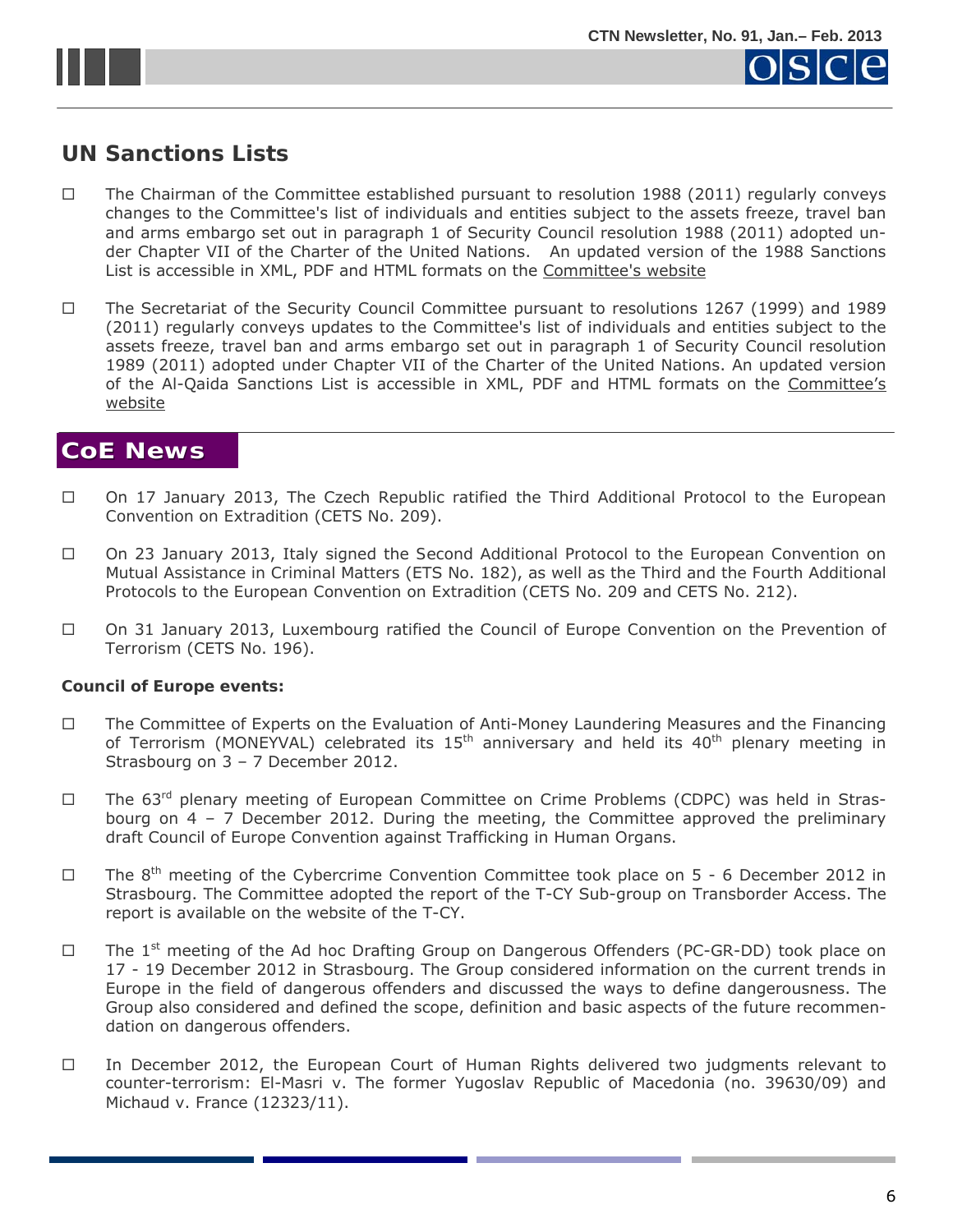## UN Sanctions Lists

- The Chairman of the Committee established pursuant to resolution 1988 (2011) regularly conveys changes to the Committee's list of individuals and entities subject to the assets freeze, travel ban and arms embargo set out in paragraph 1 of Security Council resolution 1988 (2011) adopted under Chapter VII of the Charter of the United Nations. An updated version of the 1988 Sanctions List is accessible in XML, PDF and HTML formats on the Committee's website

- The Secretariat of the Security Council Committee pursuant to resolutions 1267 (1999) and 1989 (2011) regularly conveys updates to the Committee's list of individuals and entities subject to the assets freeze, travel ban and arms embargo set out in paragraph 1 of Security Council resolution 1989 (2011) adopted under Chapter VII of the Charter of the United Nations. An updated version of the Al-Qaida Sanctions List is accessible in XML, PDF and HTML formats on the Committee's website

## CoE News

- On 17 January 2013, The Czech Republic ratified the Third Additional Protocol to the European Convention on Extradition (CETS No. 209).

- On 23 January 2013, Italy signed the Second Additional Protocol to the European Convention on Mutual Assistance in Criminal Matters (ETS No. 182), as well as the Third and the Fourth Additional Protocols to the European Convention on Extradition (CETS No. 209 and CETS No. 212).

- On 31 January 2013, Luxembourg ratified the Council of Europe Convention on the Prevention of Terrorism (CETS No. 196).

**Council of Europe events:**

- The Committee of Experts on the Evaluation of Anti-Money Laundering Measures and the Financing of Terrorism (MONEYVAL) celebrated its 15th anniversary and held its 40th plenary meeting in Strasbourg on 3 – 7 December 2012.

- The 63rd plenary meeting of European Committee on Crime Problems (CDPC) was held in Strasbourg on 4 – 7 December 2012. During the meeting, the Committee approved the preliminary draft Council of Europe Convention against Trafficking in Human Organs.

- The 8th meeting of the Cybercrime Convention Committee took place on 5 - 6 December 2012 in Strasbourg. The Committee adopted the report of the T-CY Sub-group on Transborder Access. The report is available on the website of the T-CY.

- The 1st meeting of the Ad hoc Drafting Group on Dangerous Offenders (PC-GR-DD) took place on 17 - 19 December 2012 in Strasbourg. The Group considered information on the current trends in Europe in the field of dangerous offenders and discussed the ways to define dangerousness. The Group also considered and defined the scope, definition and basic aspects of the future recommendation on dangerous offenders.

- In December 2012, the European Court of Human Rights delivered two judgments relevant to counter-terrorism: El-Masri v. The former Yugoslav Republic of Macedonia (no. 39630/09) and Michaud v. France (12323/11).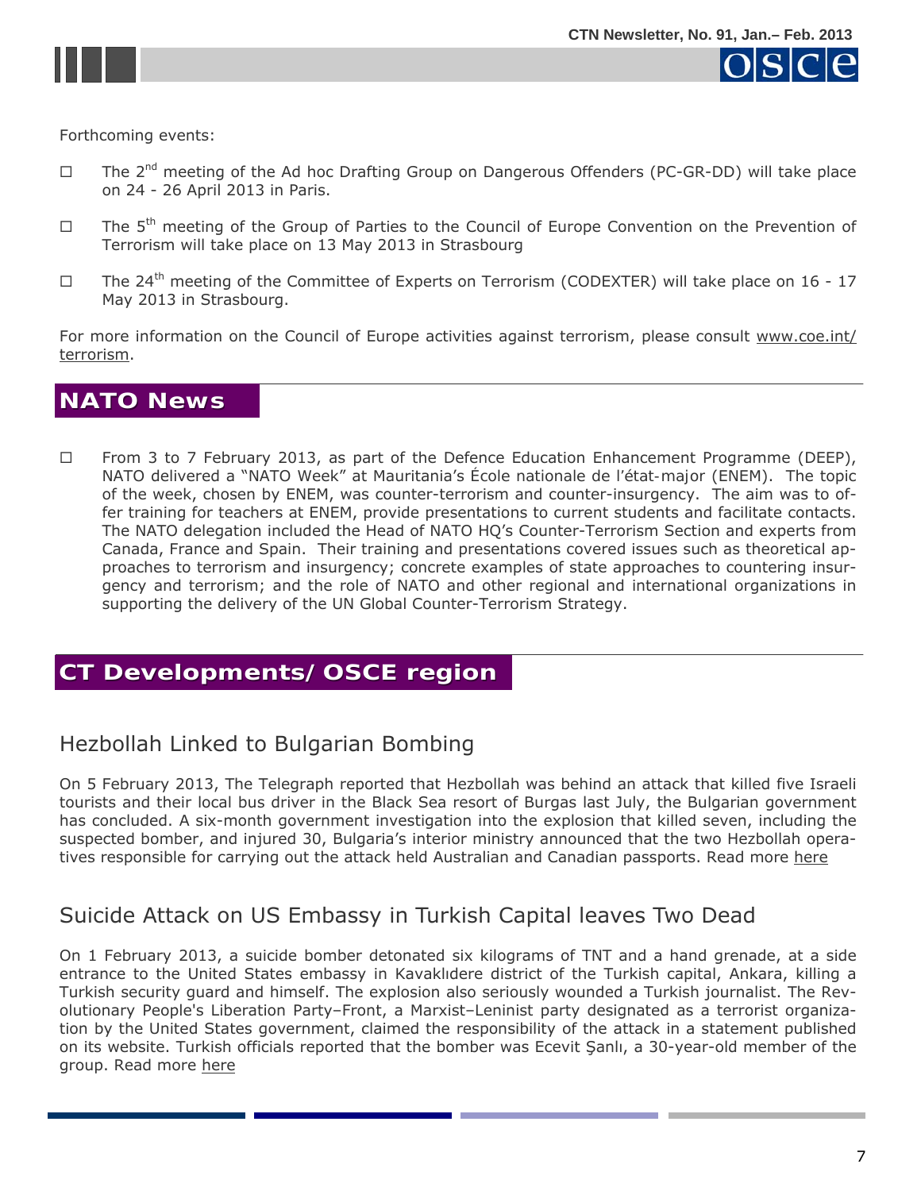Forthcoming events:

- The 2nd meeting of the Ad hoc Drafting Group on Dangerous Offenders (PC-GR-DD) will take place on 24 - 26 April 2013 in Paris.
- The 5th meeting of the Group of Parties to the Council of Europe Convention on the Prevention of Terrorism will take place on 13 May 2013 in Strasbourg
- The 24th meeting of the Committee of Experts on Terrorism (CODEXTER) will take place on 16 - 17 May 2013 in Strasbourg.

For more information on the Council of Europe activities against terrorism, please consult www.coe.int/terrorism.

## NATO News

- From 3 to 7 February 2013, as part of the Defence Education Enhancement Programme (DEEP), NATO delivered a "NATO Week" at Mauritania's École nationale de l'état-major (ENEM). The topic of the week, chosen by ENEM, was counter-terrorism and counter-insurgency. The aim was to offer training for teachers at ENEM, provide presentations to current students and facilitate contacts. The NATO delegation included the Head of NATO HQ's Counter-Terrorism Section and experts from Canada, France and Spain. Their training and presentations covered issues such as theoretical approaches to terrorism and insurgency; concrete examples of state approaches to countering insurgency and terrorism; and the role of NATO and other regional and international organizations in supporting the delivery of the UN Global Counter-Terrorism Strategy.

## CT Developments/ OSCE region

### Hezbollah Linked to Bulgarian Bombing

On 5 February 2013, The Telegraph reported that Hezbollah was behind an attack that killed five Israeli tourists and their local bus driver in the Black Sea resort of Burgas last July, the Bulgarian government has concluded. A six-month government investigation into the explosion that killed seven, including the suspected bomber, and injured 30, Bulgaria's interior ministry announced that the two Hezbollah operatives responsible for carrying out the attack held Australian and Canadian passports. Read more here

### Suicide Attack on US Embassy in Turkish Capital leaves Two Dead

On 1 February 2013, a suicide bomber detonated six kilograms of TNT and a hand grenade, at a side entrance to the United States embassy in Kavaklıdere district of the Turkish capital, Ankara, killing a Turkish security guard and himself. The explosion also seriously wounded a Turkish journalist. The Revolutionary People's Liberation Party–Front, a Marxist–Leninist party designated as a terrorist organization by the United States government, claimed the responsibility of the attack in a statement published on its website. Turkish officials reported that the bomber was Ecevit Şanlı, a 30-year-old member of the group. Read more here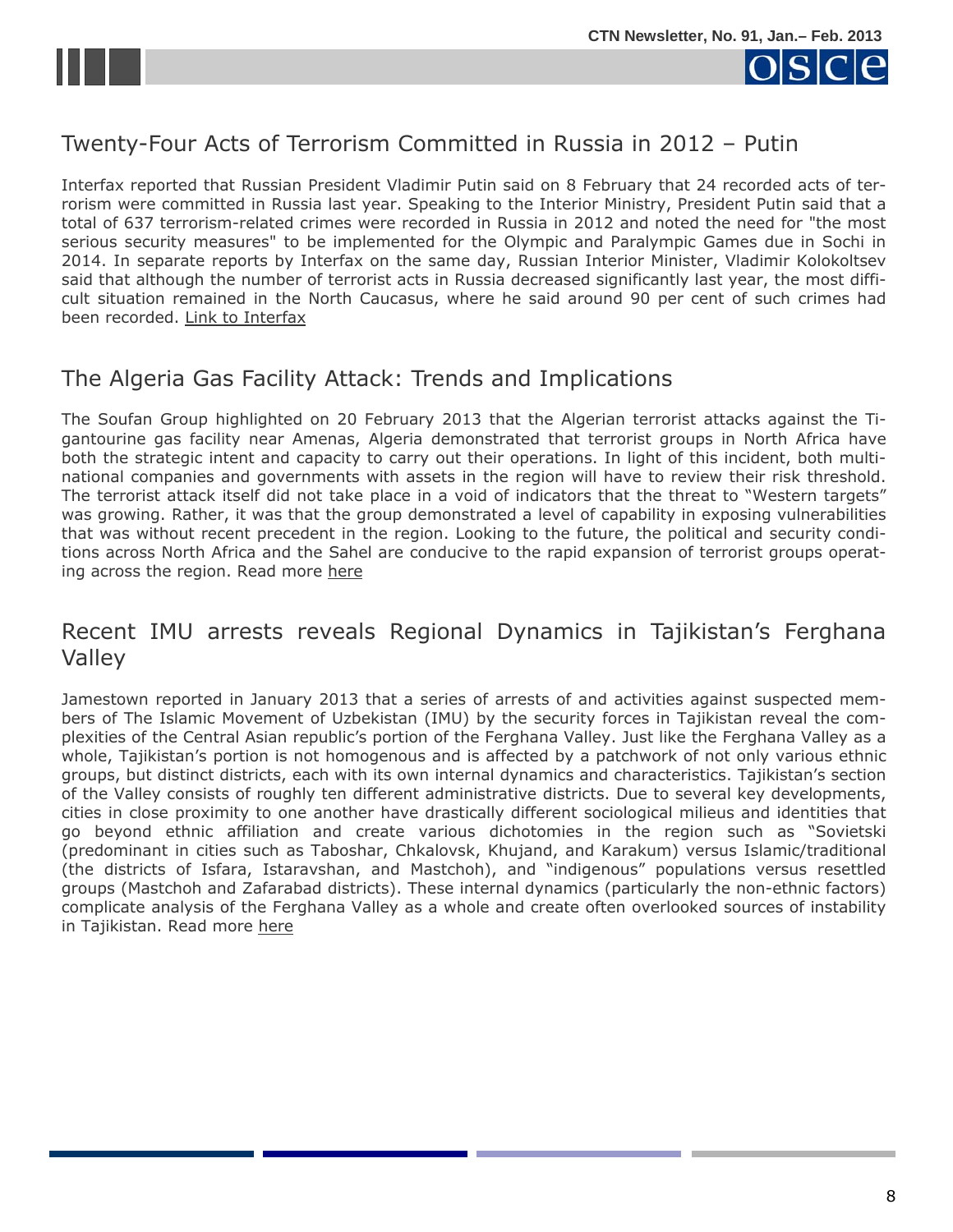## Twenty-Four Acts of Terrorism Committed in Russia in 2012 – Putin

Interfax reported that Russian President Vladimir Putin said on 8 February that 24 recorded acts of terrorism were committed in Russia last year. Speaking to the Interior Ministry, President Putin said that a total of 637 terrorism-related crimes were recorded in Russia in 2012 and noted the need for "the most serious security measures" to be implemented for the Olympic and Paralympic Games due in Sochi in 2014. In separate reports by Interfax on the same day, Russian Interior Minister, Vladimir Kolokoltsev said that although the number of terrorist acts in Russia decreased significantly last year, the most difficult situation remained in the North Caucasus, where he said around 90 per cent of such crimes had been recorded. Link to Interfax

## The Algeria Gas Facility Attack: Trends and Implications

The Soufan Group highlighted on 20 February 2013 that the Algerian terrorist attacks against the Tigantourine gas facility near Amenas, Algeria demonstrated that terrorist groups in North Africa have both the strategic intent and capacity to carry out their operations. In light of this incident, both multinational companies and governments with assets in the region will have to review their risk threshold. The terrorist attack itself did not take place in a void of indicators that the threat to "Western targets" was growing. Rather, it was that the group demonstrated a level of capability in exposing vulnerabilities that was without recent precedent in the region. Looking to the future, the political and security conditions across North Africa and the Sahel are conducive to the rapid expansion of terrorist groups operating across the region. Read more here

## Recent IMU arrests reveals Regional Dynamics in Tajikistan's Ferghana Valley

Jamestown reported in January 2013 that a series of arrests of and activities against suspected members of The Islamic Movement of Uzbekistan (IMU) by the security forces in Tajikistan reveal the complexities of the Central Asian republic's portion of the Ferghana Valley. Just like the Ferghana Valley as a whole, Tajikistan's portion is not homogenous and is affected by a patchwork of not only various ethnic groups, but distinct districts, each with its own internal dynamics and characteristics. Tajikistan's section of the Valley consists of roughly ten different administrative districts. Due to several key developments, cities in close proximity to one another have drastically different sociological milieus and identities that go beyond ethnic affiliation and create various dichotomies in the region such as "Sovietski (predominant in cities such as Taboshar, Chkalovsk, Khujand, and Karakum) versus Islamic/traditional (the districts of Isfara, Istaravshan, and Mastchoh), and "indigenous" populations versus resettled groups (Mastchoh and Zafarabad districts). These internal dynamics (particularly the non-ethnic factors) complicate analysis of the Ferghana Valley as a whole and create often overlooked sources of instability in Tajikistan. Read more here